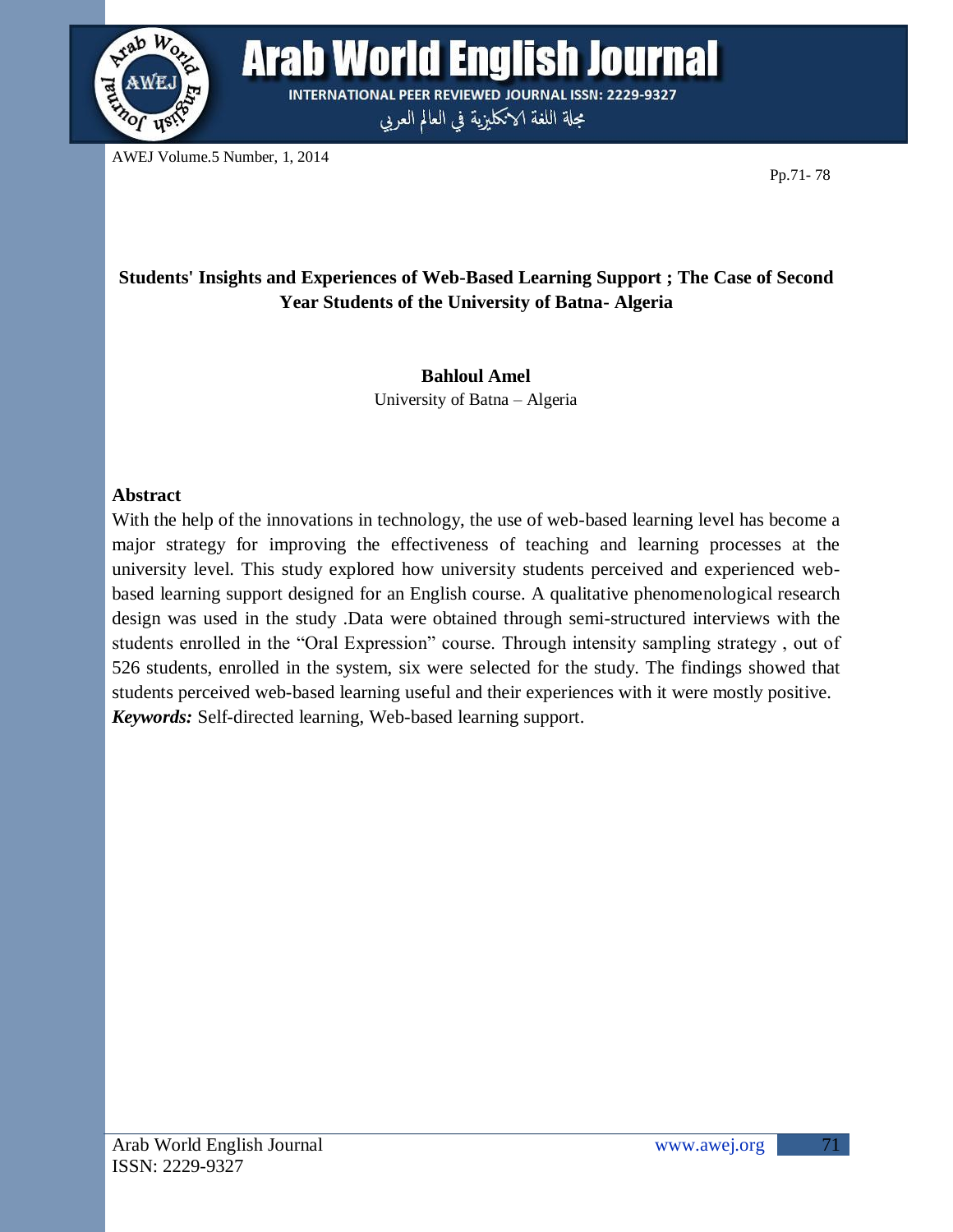# Students' Insights and Experiences of Web-Based Learning Support ; The Case of Second Year Students of the University of Batna- Algeria

**Bahloul Amel**
University of Batna – Algeria

## Abstract

With the help of the innovations in technology, the use of web-based learning level has become a major strategy for improving the effectiveness of teaching and learning processes at the university level. This study explored how university students perceived and experienced web-based learning support designed for an English course. A qualitative phenomenological research design was used in the study .Data were obtained through semi-structured interviews with the students enrolled in the "Oral Expression" course. Through intensity sampling strategy , out of 526 students, enrolled in the system, six were selected for the study. The findings showed that students perceived web-based learning useful and their experiences with it were mostly positive.

***Keywords:*** Self-directed learning, Web-based learning support.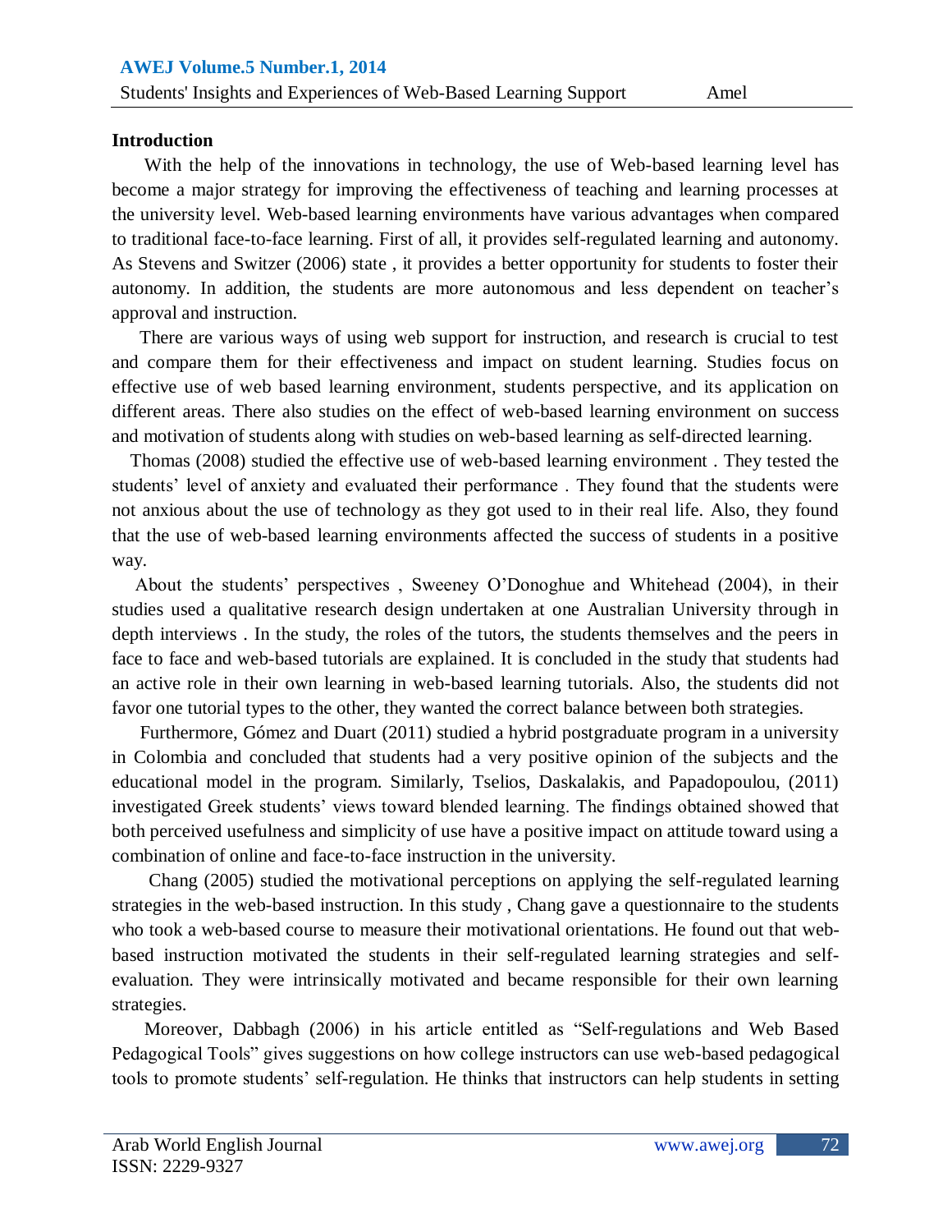**Introduction**

With the help of the innovations in technology, the use of Web-based learning level has become a major strategy for improving the effectiveness of teaching and learning processes at the university level. Web-based learning environments have various advantages when compared to traditional face-to-face learning. First of all, it provides self-regulated learning and autonomy. As Stevens and Switzer (2006) state , it provides a better opportunity for students to foster their autonomy. In addition, the students are more autonomous and less dependent on teacher's approval and instruction.

There are various ways of using web support for instruction, and research is crucial to test and compare them for their effectiveness and impact on student learning. Studies focus on effective use of web based learning environment, students perspective, and its application on different areas. There also studies on the effect of web-based learning environment on success and motivation of students along with studies on web-based learning as self-directed learning.

Thomas (2008) studied the effective use of web-based learning environment . They tested the students' level of anxiety and evaluated their performance . They found that the students were not anxious about the use of technology as they got used to in their real life. Also, they found that the use of web-based learning environments affected the success of students in a positive way.

About the students' perspectives , Sweeney O'Donoghue and Whitehead (2004), in their studies used a qualitative research design undertaken at one Australian University through in depth interviews . In the study, the roles of the tutors, the students themselves and the peers in face to face and web-based tutorials are explained. It is concluded in the study that students had an active role in their own learning in web-based learning tutorials. Also, the students did not favor one tutorial types to the other, they wanted the correct balance between both strategies.

Furthermore, Gómez and Duart (2011) studied a hybrid postgraduate program in a university in Colombia and concluded that students had a very positive opinion of the subjects and the educational model in the program. Similarly, Tselios, Daskalakis, and Papadopoulou, (2011) investigated Greek students' views toward blended learning. The findings obtained showed that both perceived usefulness and simplicity of use have a positive impact on attitude toward using a combination of online and face-to-face instruction in the university.

Chang (2005) studied the motivational perceptions on applying the self-regulated learning strategies in the web-based instruction. In this study , Chang gave a questionnaire to the students who took a web-based course to measure their motivational orientations. He found out that web-based instruction motivated the students in their self-regulated learning strategies and self-evaluation. They were intrinsically motivated and became responsible for their own learning strategies.

Moreover, Dabbagh (2006) in his article entitled as "Self-regulations and Web Based Pedagogical Tools" gives suggestions on how college instructors can use web-based pedagogical tools to promote students' self-regulation. He thinks that instructors can help students in setting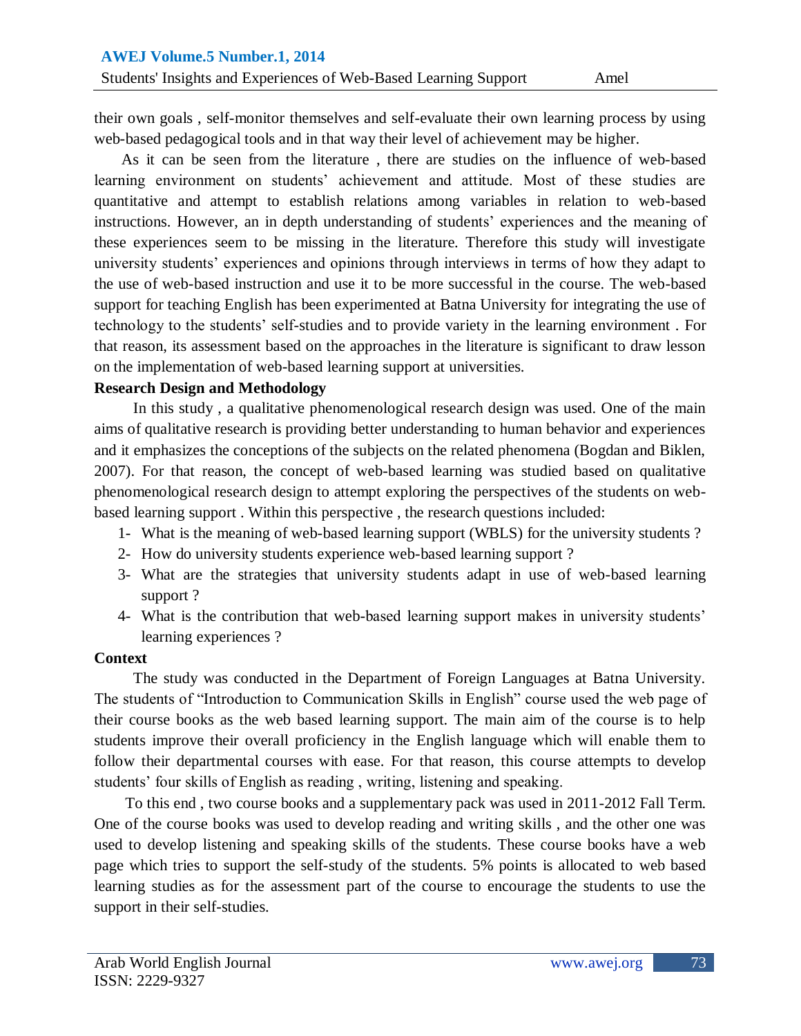their own goals , self-monitor themselves and self-evaluate their own learning process by using web-based pedagogical tools and in that way their level of achievement may be higher.

As it can be seen from the literature , there are studies on the influence of web-based learning environment on students' achievement and attitude. Most of these studies are quantitative and attempt to establish relations among variables in relation to web-based instructions. However, an in depth understanding of students' experiences and the meaning of these experiences seem to be missing in the literature. Therefore this study will investigate university students' experiences and opinions through interviews in terms of how they adapt to the use of web-based instruction and use it to be more successful in the course. The web-based support for teaching English has been experimented at Batna University for integrating the use of technology to the students' self-studies and to provide variety in the learning environment . For that reason, its assessment based on the approaches in the literature is significant to draw lesson on the implementation of web-based learning support at universities.

**Research Design and Methodology**

In this study , a qualitative phenomenological research design was used. One of the main aims of qualitative research is providing better understanding to human behavior and experiences and it emphasizes the conceptions of the subjects on the related phenomena (Bogdan and Biklen, 2007). For that reason, the concept of web-based learning was studied based on qualitative phenomenological research design to attempt exploring the perspectives of the students on web-based learning support . Within this perspective , the research questions included:

1- What is the meaning of web-based learning support (WBLS) for the university students ?
2- How do university students experience web-based learning support ?
3- What are the strategies that university students adapt in use of web-based learning support ?
4- What is the contribution that web-based learning support makes in university students' learning experiences ?

**Context**

The study was conducted in the Department of Foreign Languages at Batna University. The students of "Introduction to Communication Skills in English" course used the web page of their course books as the web based learning support. The main aim of the course is to help students improve their overall proficiency in the English language which will enable them to follow their departmental courses with ease. For that reason, this course attempts to develop students' four skills of English as reading , writing, listening and speaking.

To this end , two course books and a supplementary pack was used in 2011-2012 Fall Term. One of the course books was used to develop reading and writing skills , and the other one was used to develop listening and speaking skills of the students. These course books have a web page which tries to support the self-study of the students. 5% points is allocated to web based learning studies as for the assessment part of the course to encourage the students to use the support in their self-studies.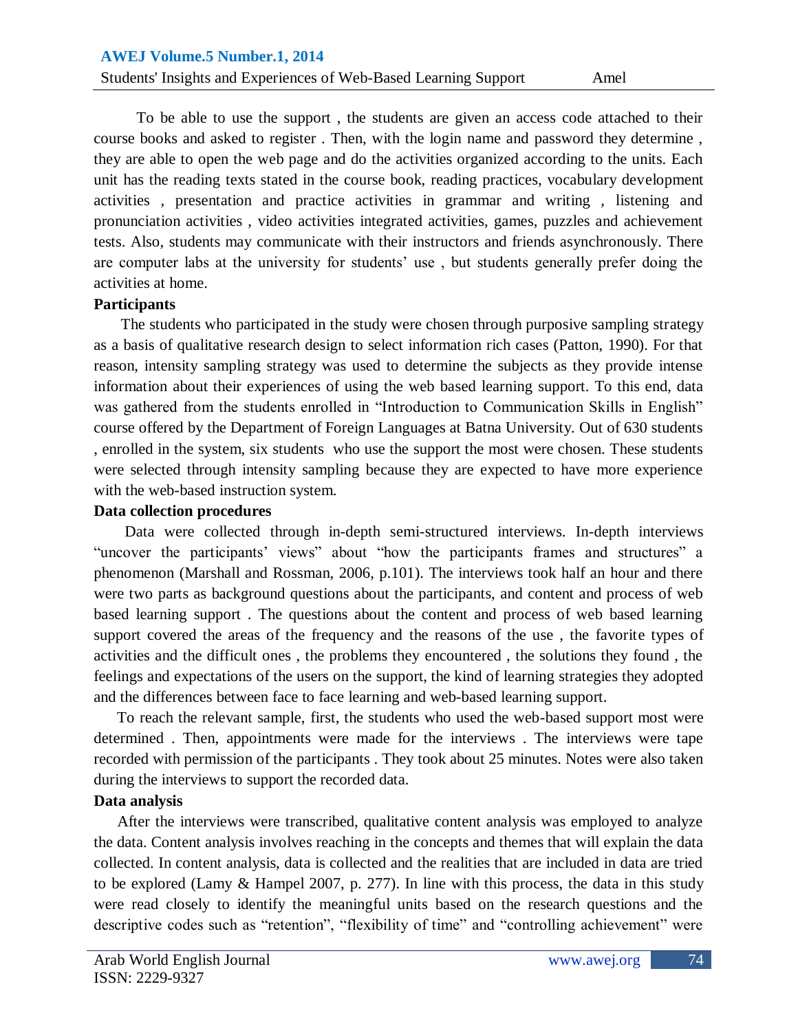To be able to use the support , the students are given an access code attached to their course books and asked to register . Then, with the login name and password they determine , they are able to open the web page and do the activities organized according to the units. Each unit has the reading texts stated in the course book, reading practices, vocabulary development activities , presentation and practice activities in grammar and writing , listening and pronunciation activities , video activities integrated activities, games, puzzles and achievement tests. Also, students may communicate with their instructors and friends asynchronously. There are computer labs at the university for students' use , but students generally prefer doing the activities at home.

**Participants**

The students who participated in the study were chosen through purposive sampling strategy as a basis of qualitative research design to select information rich cases (Patton, 1990). For that reason, intensity sampling strategy was used to determine the subjects as they provide intense information about their experiences of using the web based learning support. To this end, data was gathered from the students enrolled in "Introduction to Communication Skills in English" course offered by the Department of Foreign Languages at Batna University. Out of 630 students , enrolled in the system, six students who use the support the most were chosen. These students were selected through intensity sampling because they are expected to have more experience with the web-based instruction system.

**Data collection procedures**

Data were collected through in-depth semi-structured interviews. In-depth interviews "uncover the participants' views" about "how the participants frames and structures" a phenomenon (Marshall and Rossman, 2006, p.101). The interviews took half an hour and there were two parts as background questions about the participants, and content and process of web based learning support . The questions about the content and process of web based learning support covered the areas of the frequency and the reasons of the use , the favorite types of activities and the difficult ones , the problems they encountered , the solutions they found , the feelings and expectations of the users on the support, the kind of learning strategies they adopted and the differences between face to face learning and web-based learning support.

To reach the relevant sample, first, the students who used the web-based support most were determined . Then, appointments were made for the interviews . The interviews were tape recorded with permission of the participants . They took about 25 minutes. Notes were also taken during the interviews to support the recorded data.

**Data analysis**

After the interviews were transcribed, qualitative content analysis was employed to analyze the data. Content analysis involves reaching in the concepts and themes that will explain the data collected. In content analysis, data is collected and the realities that are included in data are tried to be explored (Lamy & Hampel 2007, p. 277). In line with this process, the data in this study were read closely to identify the meaningful units based on the research questions and the descriptive codes such as "retention", "flexibility of time" and "controlling achievement" were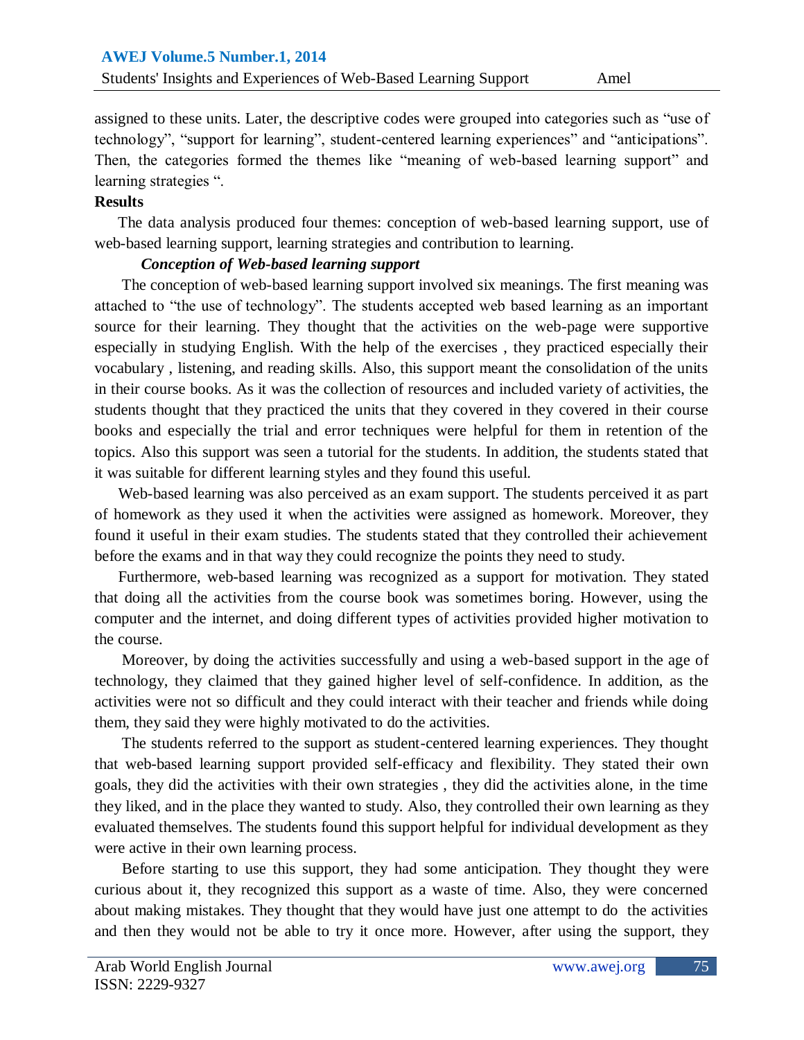assigned to these units. Later, the descriptive codes were grouped into categories such as "use of technology", "support for learning", student-centered learning experiences" and "anticipations". Then, the categories formed the themes like "meaning of web-based learning support" and learning strategies ".

**Results**

The data analysis produced four themes: conception of web-based learning support, use of web-based learning support, learning strategies and contribution to learning.

***Conception of Web-based learning support***

The conception of web-based learning support involved six meanings. The first meaning was attached to "the use of technology". The students accepted web based learning as an important source for their learning. They thought that the activities on the web-page were supportive especially in studying English. With the help of the exercises , they practiced especially their vocabulary , listening, and reading skills. Also, this support meant the consolidation of the units in their course books. As it was the collection of resources and included variety of activities, the students thought that they practiced the units that they covered in they covered in their course books and especially the trial and error techniques were helpful for them in retention of the topics. Also this support was seen a tutorial for the students. In addition, the students stated that it was suitable for different learning styles and they found this useful.

Web-based learning was also perceived as an exam support. The students perceived it as part of homework as they used it when the activities were assigned as homework. Moreover, they found it useful in their exam studies. The students stated that they controlled their achievement before the exams and in that way they could recognize the points they need to study.

Furthermore, web-based learning was recognized as a support for motivation. They stated that doing all the activities from the course book was sometimes boring. However, using the computer and the internet, and doing different types of activities provided higher motivation to the course.

Moreover, by doing the activities successfully and using a web-based support in the age of technology, they claimed that they gained higher level of self-confidence. In addition, as the activities were not so difficult and they could interact with their teacher and friends while doing them, they said they were highly motivated to do the activities.

The students referred to the support as student-centered learning experiences. They thought that web-based learning support provided self-efficacy and flexibility. They stated their own goals, they did the activities with their own strategies , they did the activities alone, in the time they liked, and in the place they wanted to study. Also, they controlled their own learning as they evaluated themselves. The students found this support helpful for individual development as they were active in their own learning process.

Before starting to use this support, they had some anticipation. They thought they were curious about it, they recognized this support as a waste of time. Also, they were concerned about making mistakes. They thought that they would have just one attempt to do the activities and then they would not be able to try it once more. However, after using the support, they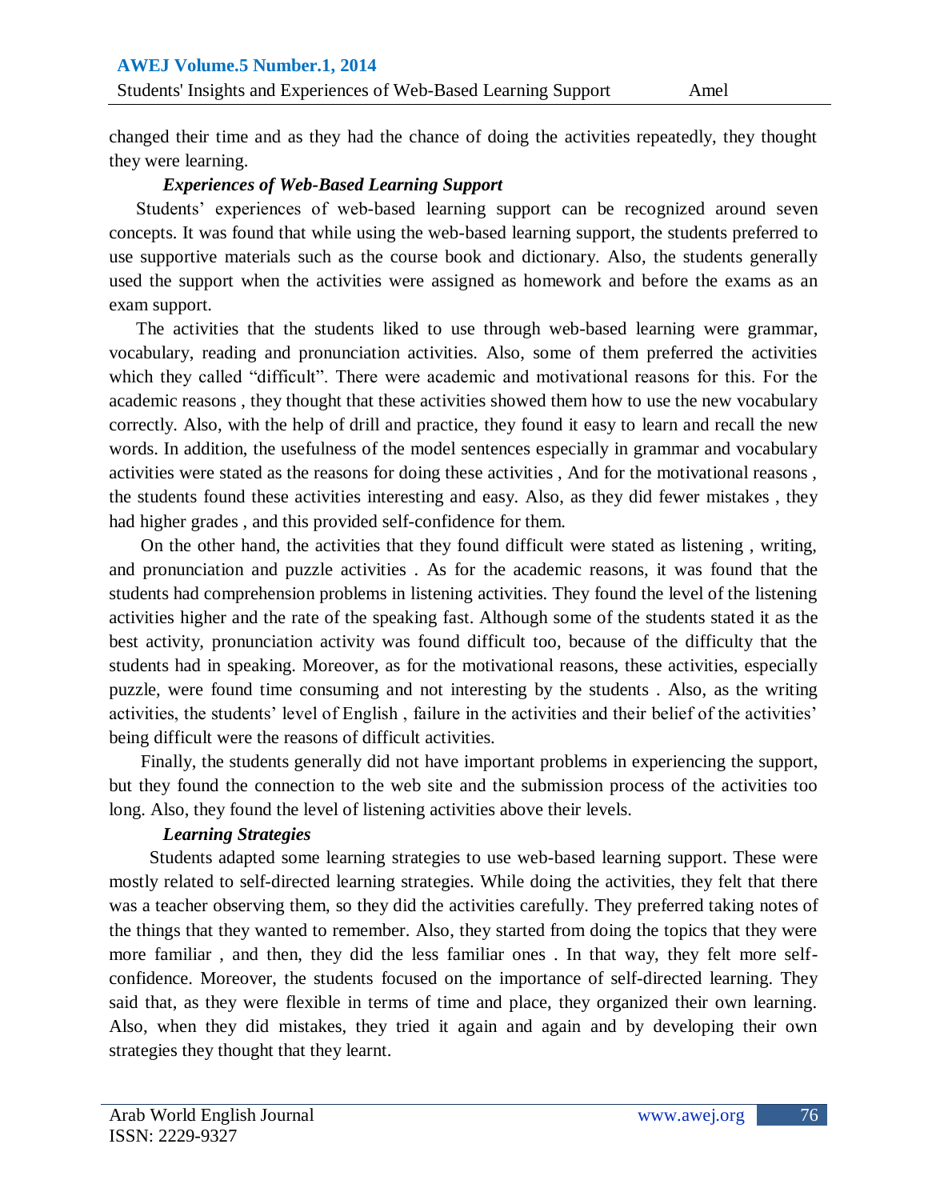changed their time and as they had the chance of doing the activities repeatedly, they thought they were learning.

### *Experiences of Web-Based Learning Support*

Students' experiences of web-based learning support can be recognized around seven concepts. It was found that while using the web-based learning support, the students preferred to use supportive materials such as the course book and dictionary. Also, the students generally used the support when the activities were assigned as homework and before the exams as an exam support.

The activities that the students liked to use through web-based learning were grammar, vocabulary, reading and pronunciation activities. Also, some of them preferred the activities which they called "difficult". There were academic and motivational reasons for this. For the academic reasons , they thought that these activities showed them how to use the new vocabulary correctly. Also, with the help of drill and practice, they found it easy to learn and recall the new words. In addition, the usefulness of the model sentences especially in grammar and vocabulary activities were stated as the reasons for doing these activities , And for the motivational reasons , the students found these activities interesting and easy. Also, as they did fewer mistakes , they had higher grades , and this provided self-confidence for them.

On the other hand, the activities that they found difficult were stated as listening , writing, and pronunciation and puzzle activities . As for the academic reasons, it was found that the students had comprehension problems in listening activities. They found the level of the listening activities higher and the rate of the speaking fast. Although some of the students stated it as the best activity, pronunciation activity was found difficult too, because of the difficulty that the students had in speaking. Moreover, as for the motivational reasons, these activities, especially puzzle, were found time consuming and not interesting by the students . Also, as the writing activities, the students' level of English , failure in the activities and their belief of the activities' being difficult were the reasons of difficult activities.

Finally, the students generally did not have important problems in experiencing the support, but they found the connection to the web site and the submission process of the activities too long. Also, they found the level of listening activities above their levels.

### *Learning Strategies*

Students adapted some learning strategies to use web-based learning support. These were mostly related to self-directed learning strategies. While doing the activities, they felt that there was a teacher observing them, so they did the activities carefully. They preferred taking notes of the things that they wanted to remember. Also, they started from doing the topics that they were more familiar , and then, they did the less familiar ones . In that way, they felt more self-confidence. Moreover, the students focused on the importance of self-directed learning. They said that, as they were flexible in terms of time and place, they organized their own learning. Also, when they did mistakes, they tried it again and again and by developing their own strategies they thought that they learnt.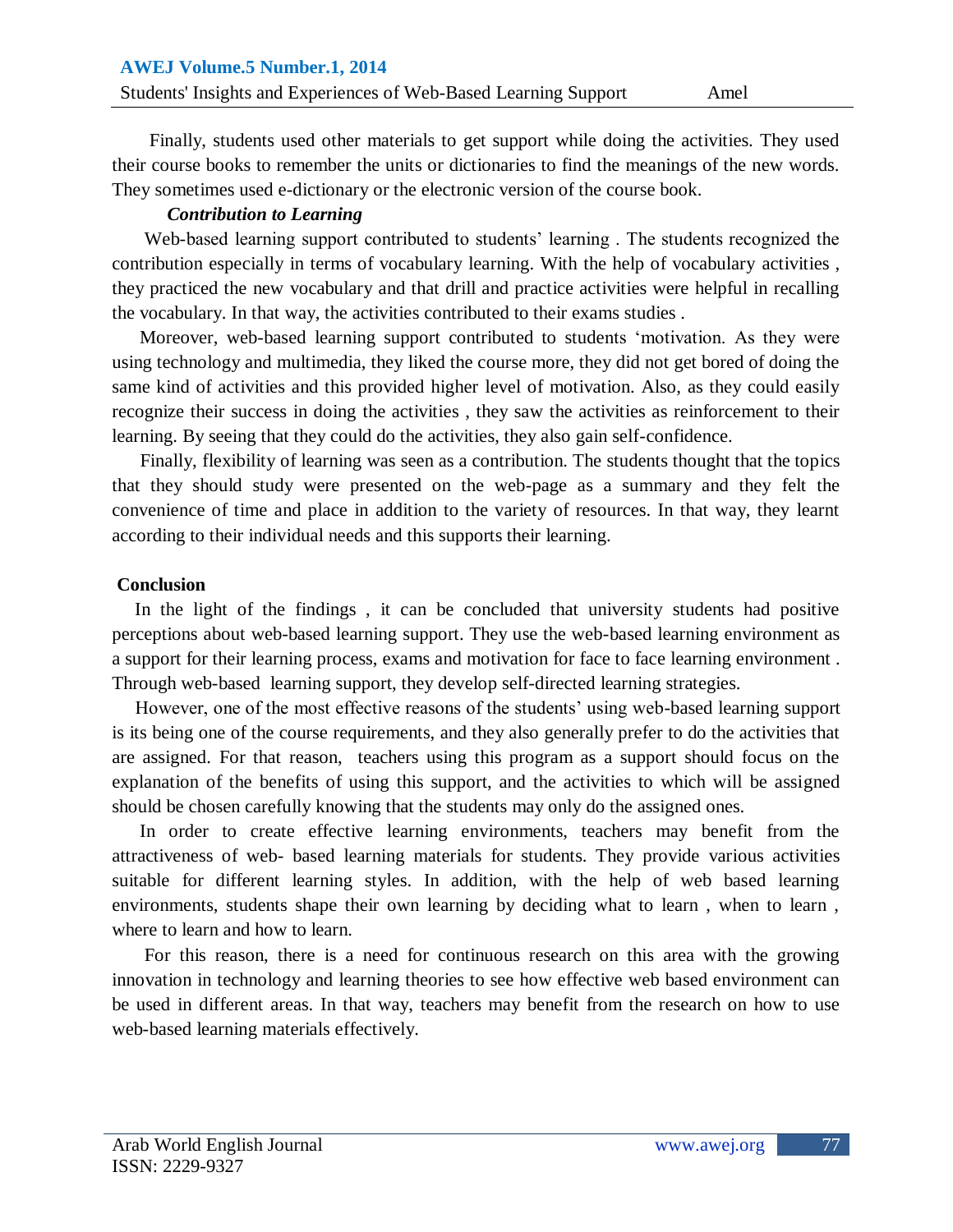Finally, students used other materials to get support while doing the activities. They used their course books to remember the units or dictionaries to find the meanings of the new words. They sometimes used e-dictionary or the electronic version of the course book.

***Contribution to Learning***

Web-based learning support contributed to students' learning . The students recognized the contribution especially in terms of vocabulary learning. With the help of vocabulary activities , they practiced the new vocabulary and that drill and practice activities were helpful in recalling the vocabulary. In that way, the activities contributed to their exams studies .

Moreover, web-based learning support contributed to students 'motivation. As they were using technology and multimedia, they liked the course more, they did not get bored of doing the same kind of activities and this provided higher level of motivation. Also, as they could easily recognize their success in doing the activities , they saw the activities as reinforcement to their learning. By seeing that they could do the activities, they also gain self-confidence.

Finally, flexibility of learning was seen as a contribution. The students thought that the topics that they should study were presented on the web-page as a summary and they felt the convenience of time and place in addition to the variety of resources. In that way, they learnt according to their individual needs and this supports their learning.

## Conclusion

In the light of the findings , it can be concluded that university students had positive perceptions about web-based learning support. They use the web-based learning environment as a support for their learning process, exams and motivation for face to face learning environment . Through web-based learning support, they develop self-directed learning strategies.

However, one of the most effective reasons of the students' using web-based learning support is its being one of the course requirements, and they also generally prefer to do the activities that are assigned. For that reason, teachers using this program as a support should focus on the explanation of the benefits of using this support, and the activities to which will be assigned should be chosen carefully knowing that the students may only do the assigned ones.

In order to create effective learning environments, teachers may benefit from the attractiveness of web- based learning materials for students. They provide various activities suitable for different learning styles. In addition, with the help of web based learning environments, students shape their own learning by deciding what to learn , when to learn , where to learn and how to learn.

For this reason, there is a need for continuous research on this area with the growing innovation in technology and learning theories to see how effective web based environment can be used in different areas. In that way, teachers may benefit from the research on how to use web-based learning materials effectively.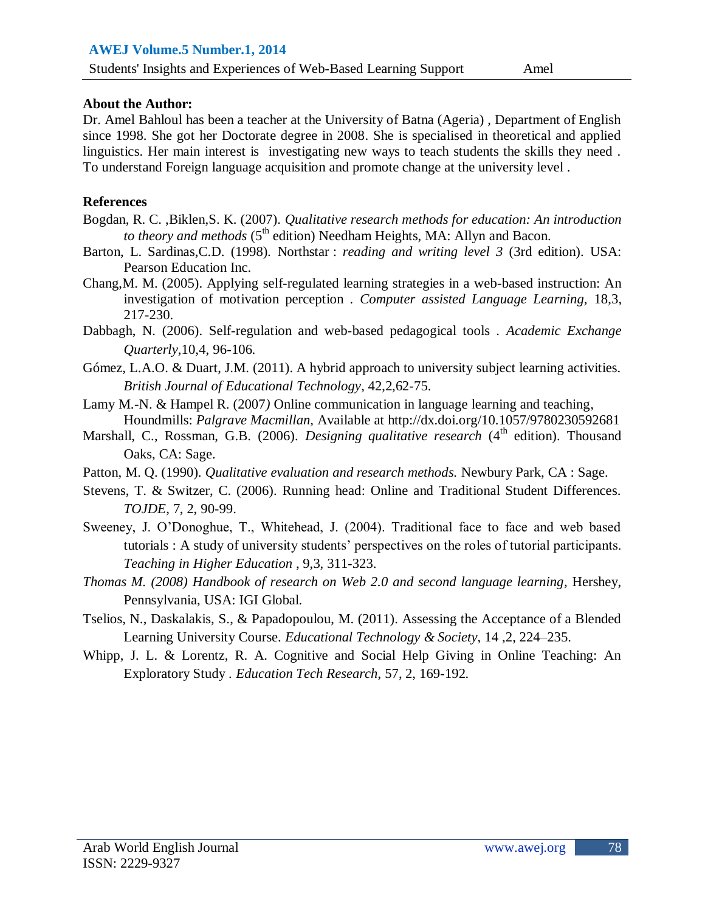**About the Author:**

Dr. Amel Bahloul has been a teacher at the University of Batna (Ageria) , Department of English since 1998. She got her Doctorate degree in 2008. She is specialised in theoretical and applied linguistics. Her main interest is investigating new ways to teach students the skills they need . To understand Foreign language acquisition and promote change at the university level .

**References**

Bogdan, R. C. ,Biklen,S. K. (2007). *Qualitative research methods for education: An introduction to theory and methods* (5th edition) Needham Heights, MA: Allyn and Bacon.

Barton, L. Sardinas,C.D. (1998). Northstar : *reading and writing level 3* (3rd edition). USA: Pearson Education Inc.

Chang,M. M. (2005). Applying self-regulated learning strategies in a web-based instruction: An investigation of motivation perception . *Computer assisted Language Learning,* 18,3, 217-230.

Dabbagh, N. (2006). Self-regulation and web-based pedagogical tools . *Academic Exchange Quarterly,*10,4, 96-106.

Gómez, L.A.O. & Duart, J.M. (2011). A hybrid approach to university subject learning activities. *British Journal of Educational Technology*, 42,2,62-75.

Lamy M.-N. & Hampel R. (2007*)* Online communication in language learning and teaching, Houndmills: *Palgrave Macmillan,* Available at http://dx.doi.org/10.1057/9780230592681

Marshall, C., Rossman, G.B. (2006). *Designing qualitative research* (4th edition). Thousand Oaks, CA: Sage.

Patton, M. Q. (1990). *Qualitative evaluation and research methods.* Newbury Park, CA : Sage.

Stevens, T. & Switzer, C. (2006). Running head: Online and Traditional Student Differences. *TOJDE*, 7, 2, 90-99.

Sweeney, J. O'Donoghue, T., Whitehead, J. (2004). Traditional face to face and web based tutorials : A study of university students' perspectives on the roles of tutorial participants. *Teaching in Higher Education* , 9,3, 311-323.

*Thomas M. (2008) Handbook of research on Web 2.0 and second language learning*, Hershey, Pennsylvania, USA: IGI Global.

Tselios, N., Daskalakis, S., & Papadopoulou, M. (2011). Assessing the Acceptance of a Blended Learning University Course. *Educational Technology & Society*, 14 ,2, 224–235.

Whipp, J. L. & Lorentz, R. A. Cognitive and Social Help Giving in Online Teaching: An Exploratory Study . *Education Tech Research*, 57, 2, 169-192.